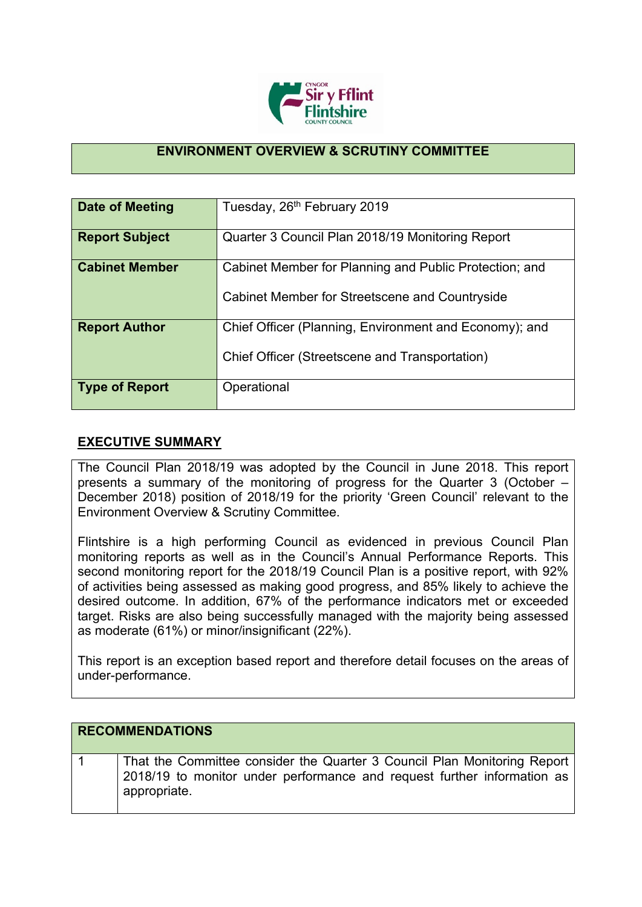## ENVIRONMENT OVERVIEW & SCRUTINY COMMITTEE

| | |
|---|---|
| **Date of Meeting** | Tuesday, 26th February 2019 |
| **Report Subject** | Quarter 3 Council Plan 2018/19 Monitoring Report |
| **Cabinet Member** | Cabinet Member for Planning and Public Protection; and<br><br>Cabinet Member for Streetscene and Countryside |
| **Report Author** | Chief Officer (Planning, Environment and Economy); and<br><br>Chief Officer (Streetscene and Transportation) |
| **Type of Report** | Operational |

## EXECUTIVE SUMMARY

The Council Plan 2018/19 was adopted by the Council in June 2018. This report presents a summary of the monitoring of progress for the Quarter 3 (October – December 2018) position of 2018/19 for the priority 'Green Council' relevant to the Environment Overview & Scrutiny Committee.

Flintshire is a high performing Council as evidenced in previous Council Plan monitoring reports as well as in the Council's Annual Performance Reports. This second monitoring report for the 2018/19 Council Plan is a positive report, with 92% of activities being assessed as making good progress, and 85% likely to achieve the desired outcome. In addition, 67% of the performance indicators met or exceeded target. Risks are also being successfully managed with the majority being assessed as moderate (61%) or minor/insignificant (22%).

This report is an exception based report and therefore detail focuses on the areas of under-performance.

| RECOMMENDATIONS | |
|---|---|
| 1 | That the Committee consider the Quarter 3 Council Plan Monitoring Report 2018/19 to monitor under performance and request further information as appropriate. |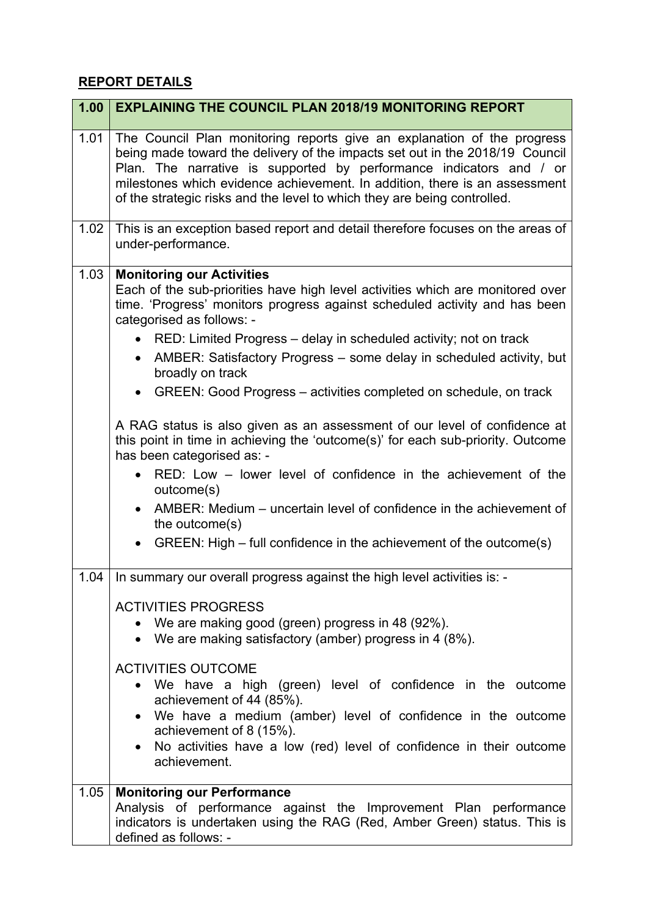## **REPORT DETAILS**

| 1.00 | EXPLAINING THE COUNCIL PLAN 2018/19 MONITORING REPORT |
|---|---|
| 1.01 | The Council Plan monitoring reports give an explanation of the progress being made toward the delivery of the impacts set out in the 2018/19 Council Plan. The narrative is supported by performance indicators and / or milestones which evidence achievement. In addition, there is an assessment of the strategic risks and the level to which they are being controlled. |
| 1.02 | This is an exception based report and detail therefore focuses on the areas of under-performance. |
| 1.03 | **Monitoring our Activities**<br>Each of the sub-priorities have high level activities which are monitored over time. 'Progress' monitors progress against scheduled activity and has been categorised as follows: -<br>• RED: Limited Progress – delay in scheduled activity; not on track<br>• AMBER: Satisfactory Progress – some delay in scheduled activity, but broadly on track<br>• GREEN: Good Progress – activities completed on schedule, on track<br><br>A RAG status is also given as an assessment of our level of confidence at this point in time in achieving the 'outcome(s)' for each sub-priority. Outcome has been categorised as: -<br>• RED: Low – lower level of confidence in the achievement of the outcome(s)<br>• AMBER: Medium – uncertain level of confidence in the achievement of the outcome(s)<br>• GREEN: High – full confidence in the achievement of the outcome(s) |
| 1.04 | In summary our overall progress against the high level activities is: -<br><br>ACTIVITIES PROGRESS<br>• We are making good (green) progress in 48 (92%).<br>• We are making satisfactory (amber) progress in 4 (8%).<br><br>ACTIVITIES OUTCOME<br>• We have a high (green) level of confidence in the outcome achievement of 44 (85%).<br>• We have a medium (amber) level of confidence in the outcome achievement of 8 (15%).<br>• No activities have a low (red) level of confidence in their outcome achievement. |
| 1.05 | **Monitoring our Performance**<br>Analysis of performance against the Improvement Plan performance indicators is undertaken using the RAG (Red, Amber Green) status. This is defined as follows: - |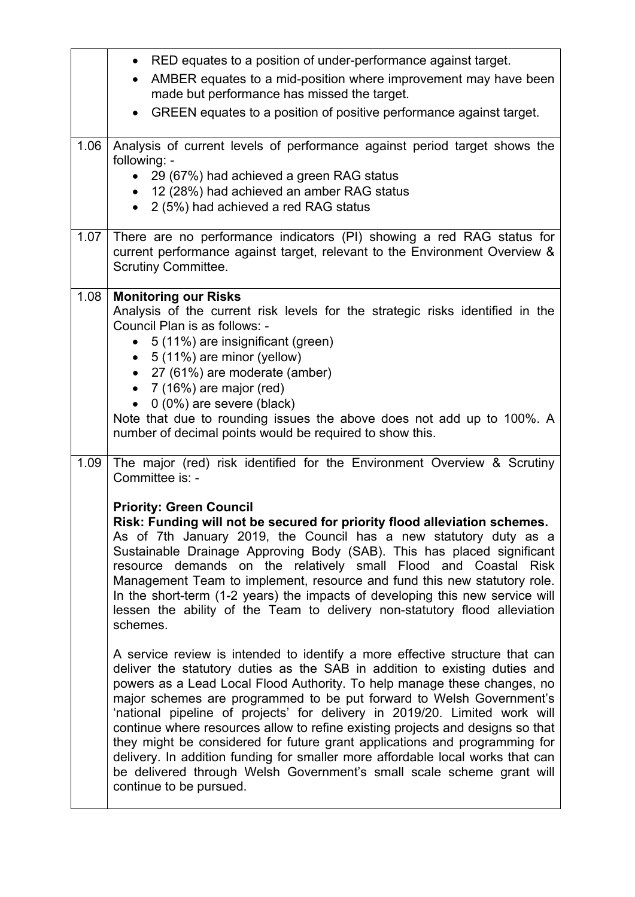| | |
|---|---|
| | • RED equates to a position of under-performance against target.<br>• AMBER equates to a mid-position where improvement may have been made but performance has missed the target.<br>• GREEN equates to a position of positive performance against target. |
| 1.06 | Analysis of current levels of performance against period target shows the following: -<br>• 29 (67%) had achieved a green RAG status<br>• 12 (28%) had achieved an amber RAG status<br>• 2 (5%) had achieved a red RAG status |
| 1.07 | There are no performance indicators (PI) showing a red RAG status for current performance against target, relevant to the Environment Overview & Scrutiny Committee. |
| 1.08 | **Monitoring our Risks**<br>Analysis of the current risk levels for the strategic risks identified in the Council Plan is as follows: -<br>• 5 (11%) are insignificant (green)<br>• 5 (11%) are minor (yellow)<br>• 27 (61%) are moderate (amber)<br>• 7 (16%) are major (red)<br>• 0 (0%) are severe (black)<br>Note that due to rounding issues the above does not add up to 100%. A number of decimal points would be required to show this. |
| 1.09 | The major (red) risk identified for the Environment Overview & Scrutiny Committee is: -<br><br>**Priority: Green Council**<br>**Risk: Funding will not be secured for priority flood alleviation schemes.**<br>As of 7th January 2019, the Council has a new statutory duty as a Sustainable Drainage Approving Body (SAB). This has placed significant resource demands on the relatively small Flood and Coastal Risk Management Team to implement, resource and fund this new statutory role. In the short-term (1-2 years) the impacts of developing this new service will lessen the ability of the Team to delivery non-statutory flood alleviation schemes.<br><br>A service review is intended to identify a more effective structure that can deliver the statutory duties as the SAB in addition to existing duties and powers as a Lead Local Flood Authority. To help manage these changes, no major schemes are programmed to be put forward to Welsh Government's 'national pipeline of projects' for delivery in 2019/20. Limited work will continue where resources allow to refine existing projects and designs so that they might be considered for future grant applications and programming for delivery. In addition funding for smaller more affordable local works that can be delivered through Welsh Government's small scale scheme grant will continue to be pursued. |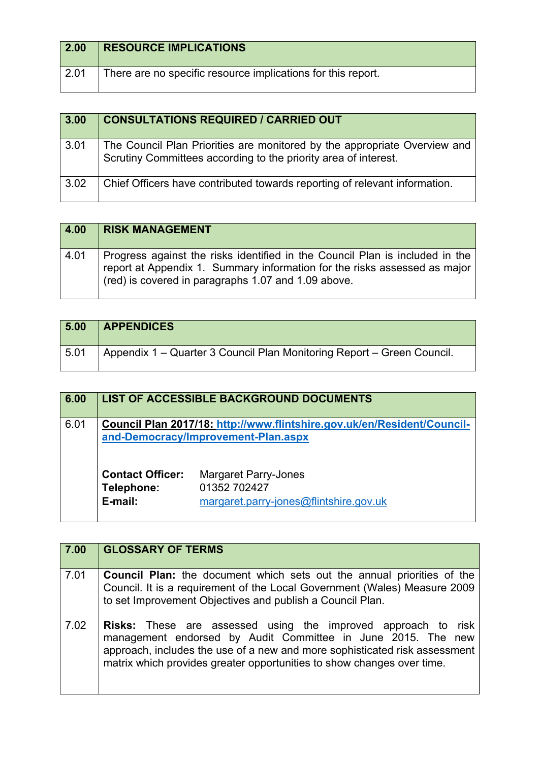| 2.00 | RESOURCE IMPLICATIONS |
|---|---|
| 2.01 | There are no specific resource implications for this report. |

| 3.00 | CONSULTATIONS REQUIRED / CARRIED OUT |
|---|---|
| 3.01 | The Council Plan Priorities are monitored by the appropriate Overview and Scrutiny Committees according to the priority area of interest. |
| 3.02 | Chief Officers have contributed towards reporting of relevant information. |

| 4.00 | RISK MANAGEMENT |
|---|---|
| 4.01 | Progress against the risks identified in the Council Plan is included in the report at Appendix 1. Summary information for the risks assessed as major (red) is covered in paragraphs 1.07 and 1.09 above. |

| 5.00 | APPENDICES |
|---|---|
| 5.01 | Appendix 1 – Quarter 3 Council Plan Monitoring Report – Green Council. |

| 6.00 | LIST OF ACCESSIBLE BACKGROUND DOCUMENTS |
|---|---|
| 6.01 | **Council Plan 2017/18: [http://www.flintshire.gov.uk/en/Resident/Council-and-Democracy/Improvement-Plan.aspx](http://www.flintshire.gov.uk/en/Resident/Council-and-Democracy/Improvement-Plan.aspx)**<br><br>**Contact Officer:** Margaret Parry-Jones<br>**Telephone:** 01352 702427<br>**E-mail:** [margaret.parry-jones@flintshire.gov.uk](mailto:margaret.parry-jones@flintshire.gov.uk) |

| 7.00 | GLOSSARY OF TERMS |
|---|---|
| 7.01 | **Council Plan:** the document which sets out the annual priorities of the Council. It is a requirement of the Local Government (Wales) Measure 2009 to set Improvement Objectives and publish a Council Plan. |
| 7.02 | **Risks:** These are assessed using the improved approach to risk management endorsed by Audit Committee in June 2015. The new approach, includes the use of a new and more sophisticated risk assessment matrix which provides greater opportunities to show changes over time. |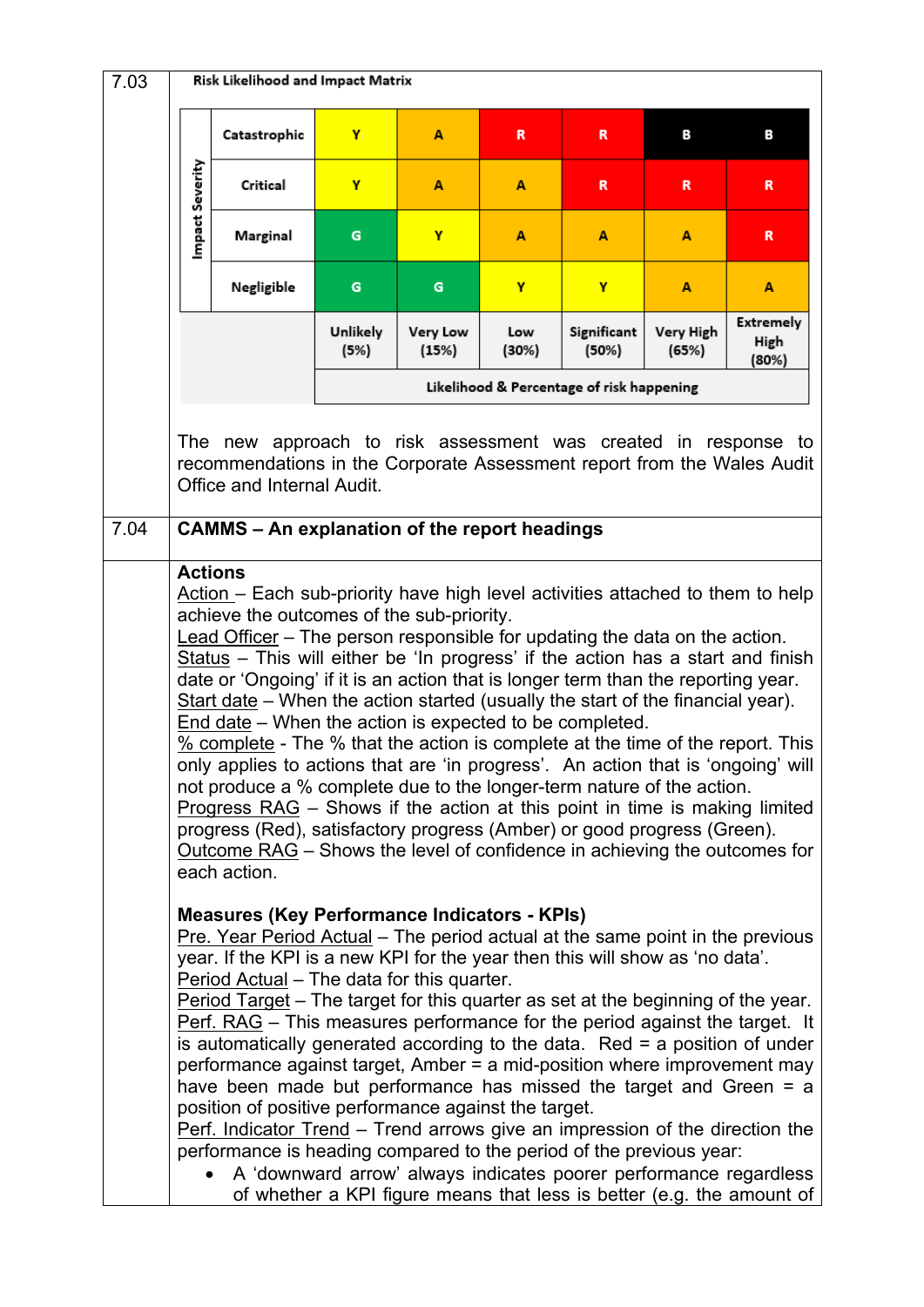7.03

**Risk Likelihood and Impact Matrix**

| Impact Severity | | | | | | |
|---|---|---|---|---|---|---|
| Catastrophic | Y | A | R | R | B | B |
| Critical | Y | A | A | R | R | R |
| Marginal | G | Y | A | A | A | R |
| Negligible | G | G | Y | Y | A | A |
| | Unlikely (5%) | Very Low (15%) | Low (30%) | Significant (50%) | Very High (65%) | Extremely High (80%) |
| | Likelihood & Percentage of risk happening | | | | | |

The new approach to risk assessment was created in response to recommendations in the Corporate Assessment report from the Wales Audit Office and Internal Audit.

7.04

**CAMMS – An explanation of the report headings**

**Actions**

Action – Each sub-priority have high level activities attached to them to help achieve the outcomes of the sub-priority.
Lead Officer – The person responsible for updating the data on the action.
Status – This will either be 'In progress' if the action has a start and finish date or 'Ongoing' if it is an action that is longer term than the reporting year.
Start date – When the action started (usually the start of the financial year).
End date – When the action is expected to be completed.
% complete - The % that the action is complete at the time of the report. This only applies to actions that are 'in progress'. An action that is 'ongoing' will not produce a % complete due to the longer-term nature of the action.
Progress RAG – Shows if the action at this point in time is making limited progress (Red), satisfactory progress (Amber) or good progress (Green).
Outcome RAG – Shows the level of confidence in achieving the outcomes for each action.

**Measures (Key Performance Indicators - KPIs)**

Pre. Year Period Actual – The period actual at the same point in the previous year. If the KPI is a new KPI for the year then this will show as 'no data'.
Period Actual – The data for this quarter.
Period Target – The target for this quarter as set at the beginning of the year.
Perf. RAG – This measures performance for the period against the target. It is automatically generated according to the data. Red = a position of under performance against target, Amber = a mid-position where improvement may have been made but performance has missed the target and Green = a position of positive performance against the target.
Perf. Indicator Trend – Trend arrows give an impression of the direction the performance is heading compared to the period of the previous year:

- A 'downward arrow' always indicates poorer performance regardless of whether a KPI figure means that less is better (e.g. the amount of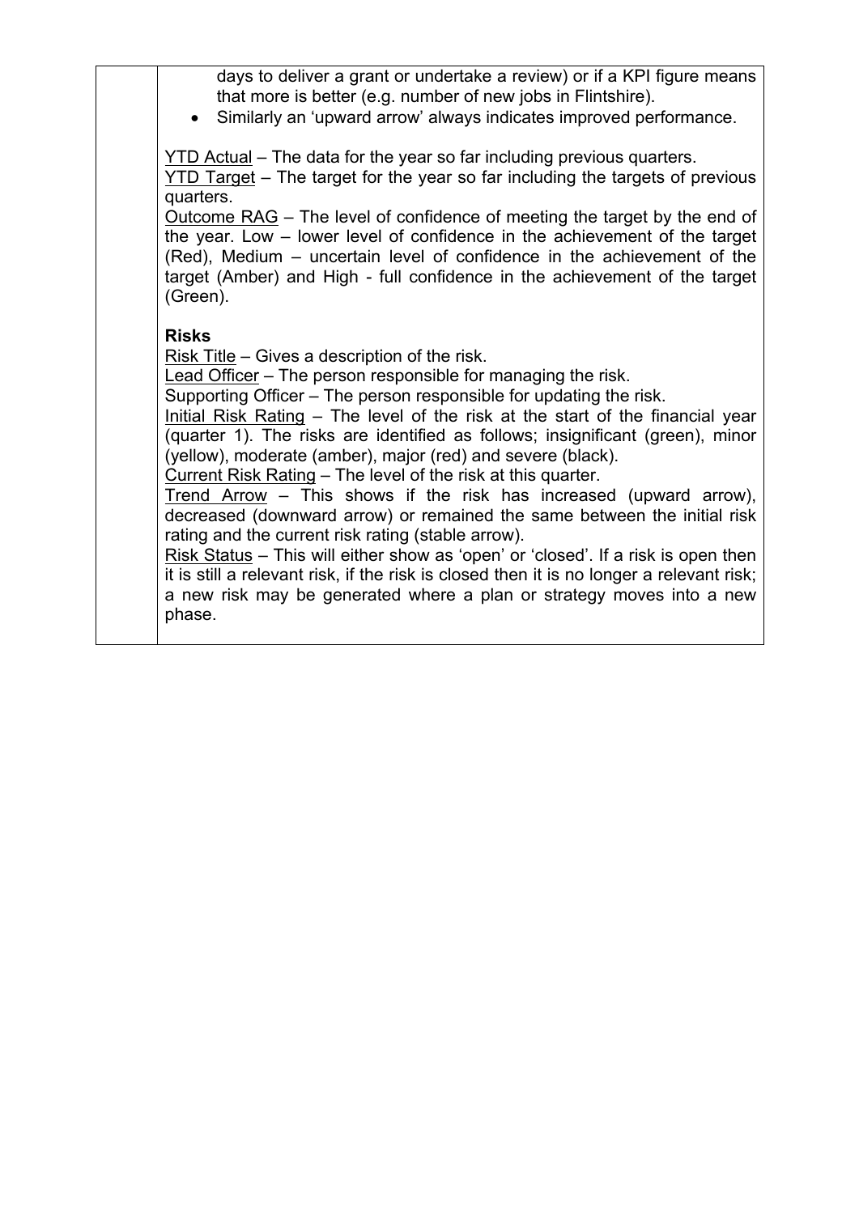days to deliver a grant or undertake a review) or if a KPI figure means that more is better (e.g. number of new jobs in Flintshire).

- Similarly an 'upward arrow' always indicates improved performance.

YTD Actual – The data for the year so far including previous quarters.
YTD Target – The target for the year so far including the targets of previous quarters.
Outcome RAG – The level of confidence of meeting the target by the end of the year. Low – lower level of confidence in the achievement of the target (Red), Medium – uncertain level of confidence in the achievement of the target (Amber) and High - full confidence in the achievement of the target (Green).

**Risks**

Risk Title – Gives a description of the risk.
Lead Officer – The person responsible for managing the risk.
Supporting Officer – The person responsible for updating the risk.
Initial Risk Rating – The level of the risk at the start of the financial year (quarter 1). The risks are identified as follows; insignificant (green), minor (yellow), moderate (amber), major (red) and severe (black).
Current Risk Rating – The level of the risk at this quarter.
Trend Arrow – This shows if the risk has increased (upward arrow), decreased (downward arrow) or remained the same between the initial risk rating and the current risk rating (stable arrow).
Risk Status – This will either show as 'open' or 'closed'. If a risk is open then it is still a relevant risk, if the risk is closed then it is no longer a relevant risk; a new risk may be generated where a plan or strategy moves into a new phase.